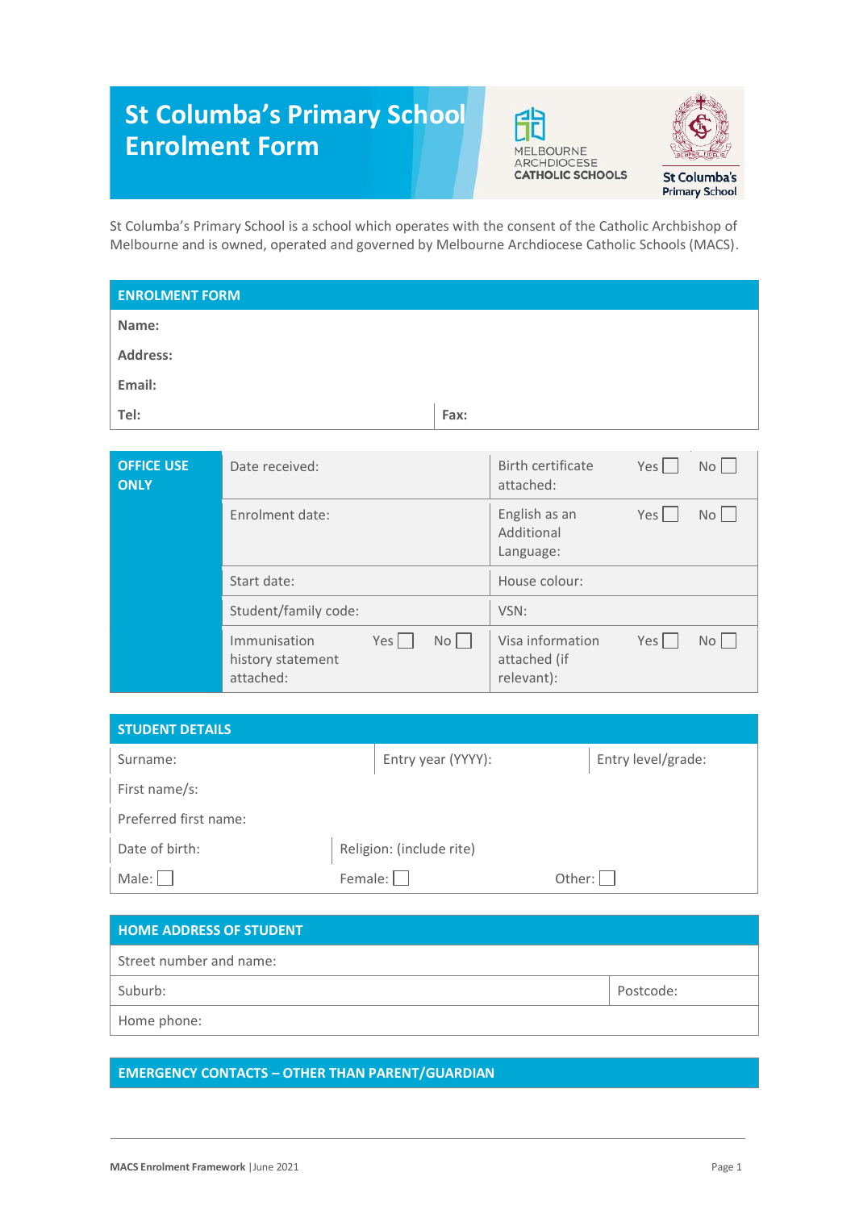# St Columba's Primary School Enrolment Form

MELBOURNE ARCHDIOCESE CATHOLIC SCHOOLS

St Columba's Primary School

St Columba's Primary School is a school which operates with the consent of the Catholic Archbishop of Melbourne and is owned, operated and governed by Melbourne Archdiocese Catholic Schools (MACS).

| ENROLMENT FORM | |
|---|---|
| **Name:** | |
| **Address:** | |
| **Email:** | |
| **Tel:** | **Fax:** |

| OFFICE USE ONLY | | | |
|---|---|---|---|
| | Date received: | Birth certificate attached: | Yes ☐ No ☐ |
| | Enrolment date: | English as an Additional Language: | Yes ☐ No ☐ |
| | Start date: | House colour: | |
| | Student/family code: | VSN: | |
| | Immunisation history statement attached: Yes ☐ No ☐ | Visa information attached (if relevant): | Yes ☐ No ☐ |

| STUDENT DETAILS | | |
|---|---|---|
| Surname: | Entry year (YYYY): | Entry level/grade: |
| First name/s: | | |
| Preferred first name: | | |
| Date of birth: | Religion: (include rite) | |
| Male: ☐ | Female: ☐ | Other: ☐ |

| HOME ADDRESS OF STUDENT | |
|---|---|
| Street number and name: | |
| Suburb: | Postcode: |
| Home phone: | |

| EMERGENCY CONTACTS – OTHER THAN PARENT/GUARDIAN |
|---|

MACS Enrolment Framework | June 2021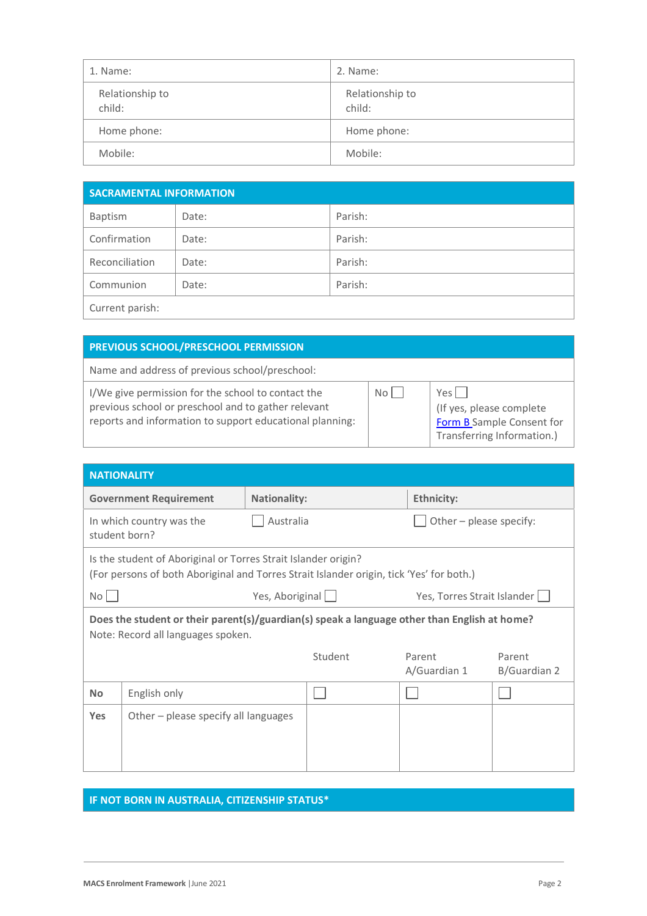| 1. Name: | 2. Name: |
|---|---|
| Relationship to child: | Relationship to child: |
| Home phone: | Home phone: |
| Mobile: | Mobile: |

| SACRAMENTAL INFORMATION | | |
|---|---|---|
| Baptism | Date: | Parish: |
| Confirmation | Date: | Parish: |
| Reconciliation | Date: | Parish: |
| Communion | Date: | Parish: |
| Current parish: | | |

| PREVIOUS SCHOOL/PRESCHOOL PERMISSION | | |
|---|---|---|
| Name and address of previous school/preschool: | | |
| I/We give permission for the school to contact the previous school or preschool and to gather relevant reports and information to support educational planning: | No ☐ | Yes ☐ (If yes, please complete Form B Sample Consent for Transferring Information.) |

| NATIONALITY | | |
|---|---|---|
| **Government Requirement** | **Nationality:** | **Ethnicity:** |
| In which country was the student born? | ☐ Australia | ☐ Other – please specify: |
| Is the student of Aboriginal or Torres Strait Islander origin? (For persons of both Aboriginal and Torres Strait Islander origin, tick 'Yes' for both.) | | |
| No ☐ | Yes, Aboriginal ☐ | Yes, Torres Strait Islander ☐ |

| **Does the student or their parent(s)/guardian(s) speak a language other than English at home?** Note: Record all languages spoken. | | Student | Parent A/Guardian 1 | Parent B/Guardian 2 |
|---|---|---|---|---|
| **No** | English only | ☐ | ☐ | ☐ |
| **Yes** | Other – please specify all languages | | | |

## IF NOT BORN IN AUSTRALIA, CITIZENSHIP STATUS*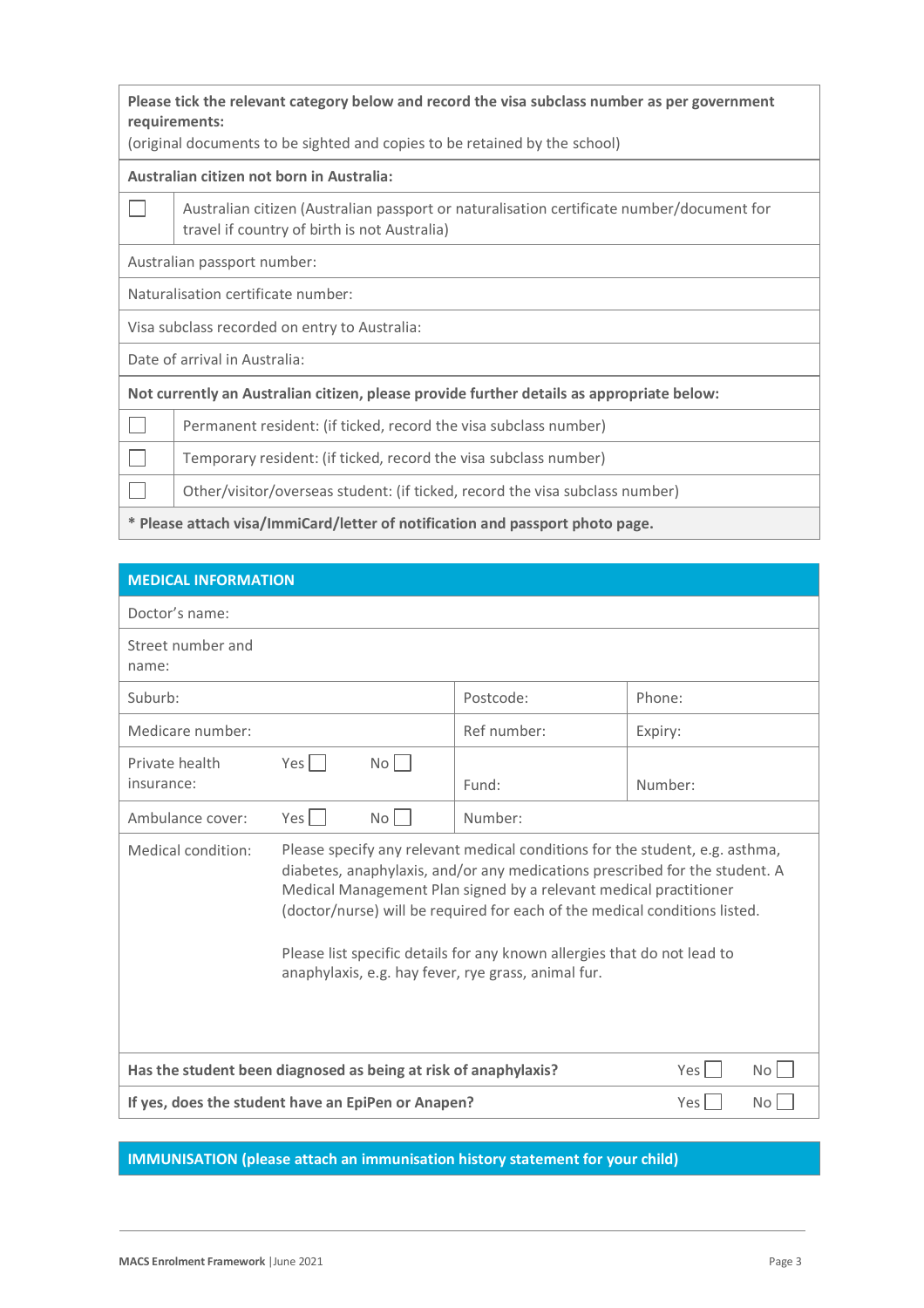| |
|---|
| **Please tick the relevant category below and record the visa subclass number as per government requirements:** (original documents to be sighted and copies to be retained by the school) |

| | |
|---|---|
| **Australian citizen not born in Australia:** | |
| ☐ | Australian citizen (Australian passport or naturalisation certificate number/document for travel if country of birth is not Australia) |
| Australian passport number: | |
| Naturalisation certificate number: | |
| Visa subclass recorded on entry to Australia: | |
| Date of arrival in Australia: | |
| **Not currently an Australian citizen, please provide further details as appropriate below:** | |
| ☐ | Permanent resident: (if ticked, record the visa subclass number) |
| ☐ | Temporary resident: (if ticked, record the visa subclass number) |
| ☐ | Other/visitor/overseas student: (if ticked, record the visa subclass number) |
| **\* Please attach visa/ImmiCard/letter of notification and passport photo page.** | |

## MEDICAL INFORMATION

| | | | | |
|---|---|---|---|---|
| Doctor's name: | | | | |
| Street number and name: | | | | |
| Suburb: | | | Postcode: | Phone: |
| Medicare number: | | | Ref number: | Expiry: |
| Private health insurance: | Yes ☐ | No ☐ | Fund: | Number: |
| Ambulance cover: | Yes ☐ | No ☐ | Number: | |
| Medical condition: | Please specify any relevant medical conditions for the student, e.g. asthma, diabetes, anaphylaxis, and/or any medications prescribed for the student. A Medical Management Plan signed by a relevant medical practitioner (doctor/nurse) will be required for each of the medical conditions listed.<br><br>Please list specific details for any known allergies that do not lead to anaphylaxis, e.g. hay fever, rye grass, animal fur. | | | |

| | | |
|---|---|---|
| **Has the student been diagnosed as being at risk of anaphylaxis?** | Yes ☐ | No ☐ |
| **If yes, does the student have an EpiPen or Anapen?** | Yes ☐ | No ☐ |

## IMMUNISATION (please attach an immunisation history statement for your child)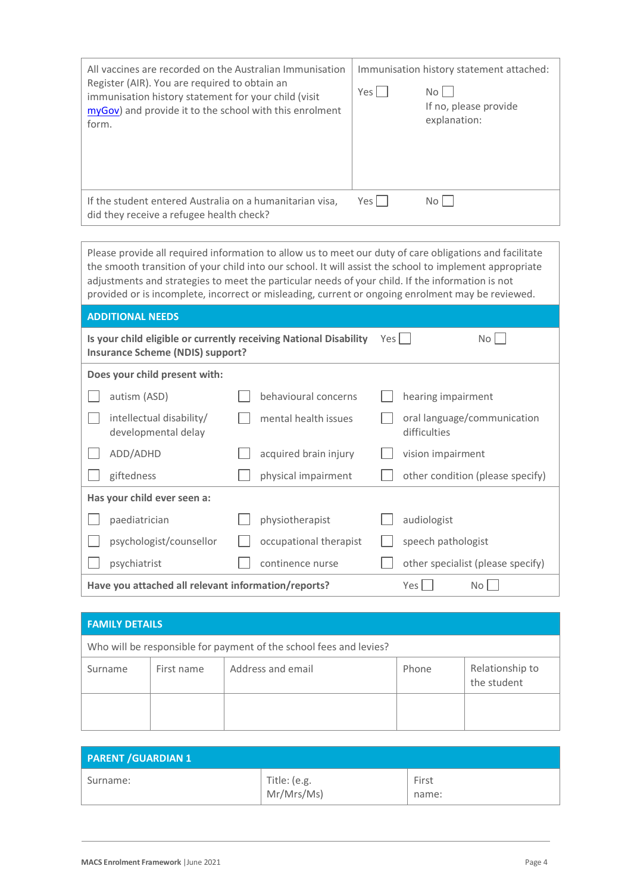| | |
|---|---|
| All vaccines are recorded on the Australian Immunisation Register (AIR). You are required to obtain an immunisation history statement for your child (visit myGov) and provide it to the school with this enrolment form. | Immunisation history statement attached:<br>Yes ☐ No ☐<br>If no, please provide explanation: |
| If the student entered Australia on a humanitarian visa, did they receive a refugee health check? | Yes ☐ No ☐ |

Please provide all required information to allow us to meet our duty of care obligations and facilitate the smooth transition of your child into our school. It will assist the school to implement appropriate adjustments and strategies to meet the particular needs of your child. If the information is not provided or is incomplete, incorrect or misleading, current or ongoing enrolment may be reviewed.

## ADDITIONAL NEEDS

**Is your child eligible or currently receiving National Disability Insurance Scheme (NDIS) support?** Yes ☐ No ☐

**Does your child present with:**

| | | |
|---|---|---|
| ☐ autism (ASD) | ☐ behavioural concerns | ☐ hearing impairment |
| ☐ intellectual disability/ developmental delay | ☐ mental health issues | ☐ oral language/communication difficulties |
| ☐ ADD/ADHD | ☐ acquired brain injury | ☐ vision impairment |
| ☐ giftedness | ☐ physical impairment | ☐ other condition (please specify) |

**Has your child ever seen a:**

| | | |
|---|---|---|
| ☐ paediatrician | ☐ physiotherapist | ☐ audiologist |
| ☐ psychologist/counsellor | ☐ occupational therapist | ☐ speech pathologist |
| ☐ psychiatrist | ☐ continence nurse | ☐ other specialist (please specify) |

**Have you attached all relevant information/reports?** Yes ☐ No ☐

## FAMILY DETAILS

Who will be responsible for payment of the school fees and levies?

| Surname | First name | Address and email | Phone | Relationship to the student |
|---|---|---|---|---|
| | | | | |

## PARENT /GUARDIAN 1

| Surname: | Title: (e.g. Mr/Mrs/Ms) | First name: |
|---|---|---|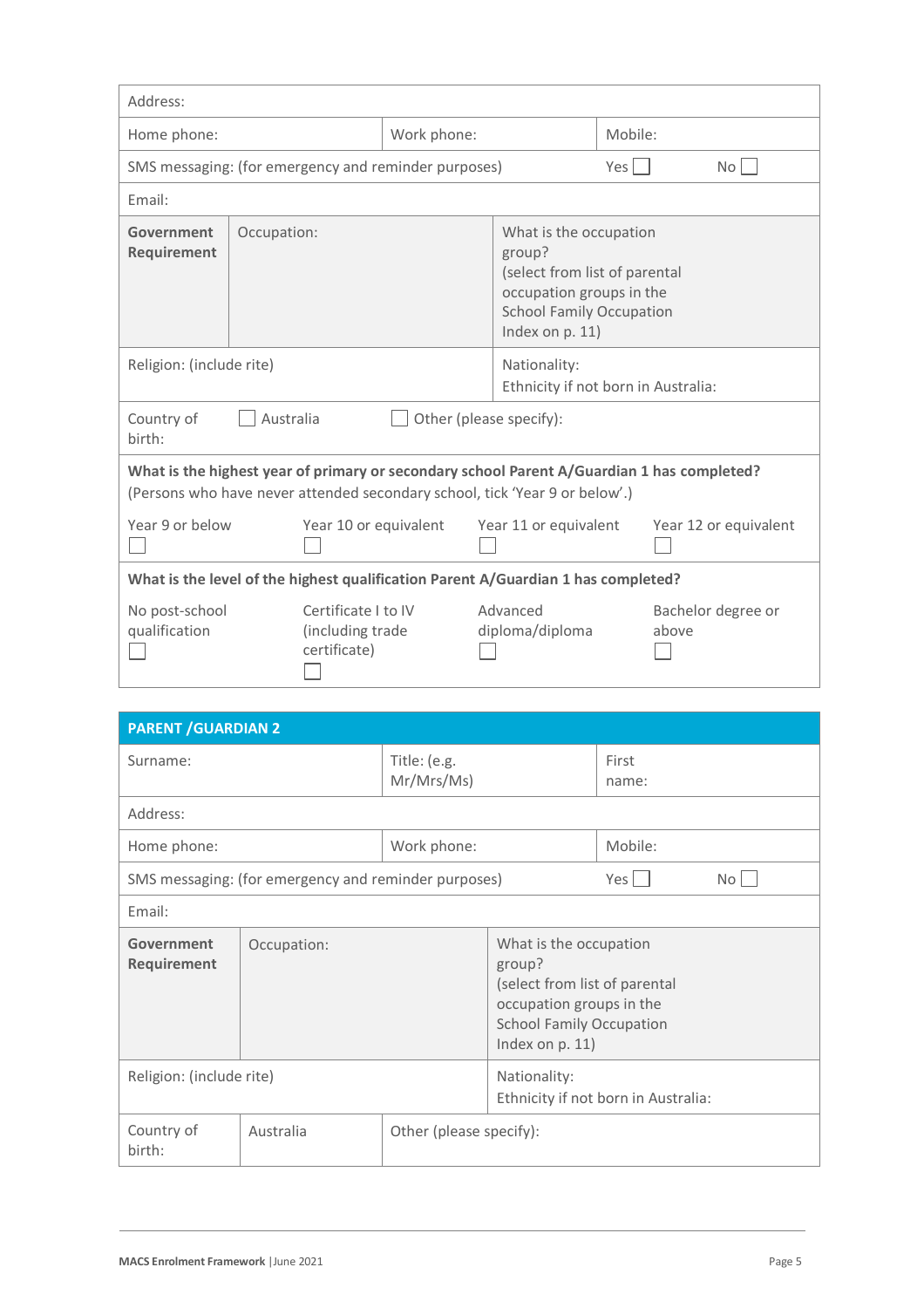| | | | |
|---|---|---|---|
| Address: | | | |
| Home phone: | Work phone: | Mobile: | |
| SMS messaging: (for emergency and reminder purposes) | | Yes ☐ | No ☐ |
| Email: | | | |

| | | |
|---|---|---|
| **Government Requirement** | Occupation: | What is the occupation group? (select from list of parental occupation groups in the School Family Occupation Index on p. 11) |
| Religion: (include rite) | | Nationality: Ethnicity if not born in Australia: |
| Country of birth: | ☐ Australia | ☐ Other (please specify): |

**What is the highest year of primary or secondary school Parent A/Guardian 1 has completed?**
(Persons who have never attended secondary school, tick 'Year 9 or below'.)

| | | | |
|---|---|---|---|
| Year 9 or below ☐ | Year 10 or equivalent ☐ | Year 11 or equivalent ☐ | Year 12 or equivalent ☐ |

**What is the level of the highest qualification Parent A/Guardian 1 has completed?**

| | | | |
|---|---|---|---|
| No post-school qualification ☐ | Certificate I to IV (including trade certificate) ☐ | Advanced diploma/diploma ☐ | Bachelor degree or above ☐ |

## PARENT /GUARDIAN 2

| | | | |
|---|---|---|---|
| Surname: | Title: (e.g. Mr/Mrs/Ms) | First name: | |
| Address: | | | |
| Home phone: | Work phone: | Mobile: | |
| SMS messaging: (for emergency and reminder purposes) | | Yes ☐ | No ☐ |
| Email: | | | |

| | | |
|---|---|---|
| **Government Requirement** | Occupation: | What is the occupation group? (select from list of parental occupation groups in the School Family Occupation Index on p. 11) |
| Religion: (include rite) | | Nationality: Ethnicity if not born in Australia: |
| Country of birth: | Australia | Other (please specify): |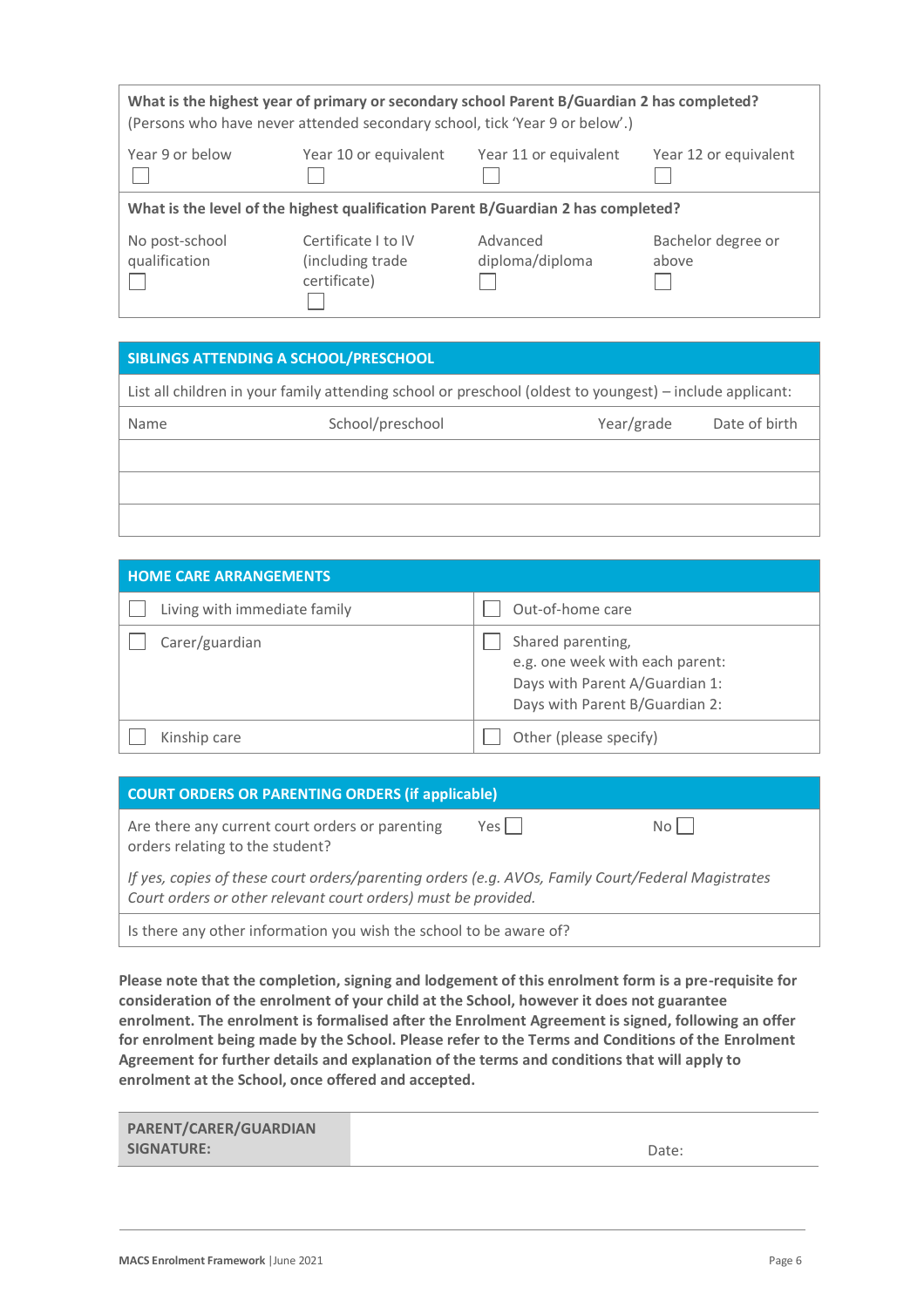| What is the highest year of primary or secondary school Parent B/Guardian 2 has completed? (Persons who have never attended secondary school, tick 'Year 9 or below'.) | | | |
|---|---|---|---|
| Year 9 or below ☐ | Year 10 or equivalent ☐ | Year 11 or equivalent ☐ | Year 12 or equivalent ☐ |
| **What is the level of the highest qualification Parent B/Guardian 2 has completed?** | | | |
| No post-school qualification ☐ | Certificate I to IV (including trade certificate) ☐ | Advanced diploma/diploma ☐ | Bachelor degree or above ☐ |

## SIBLINGS ATTENDING A SCHOOL/PRESCHOOL

List all children in your family attending school or preschool (oldest to youngest) – include applicant:

| Name | School/preschool | Year/grade | Date of birth |
|---|---|---|---|
| | | | |
| | | | |
| | | | |

## HOME CARE ARRANGEMENTS

| | |
|---|---|
| ☐ Living with immediate family | ☐ Out-of-home care |
| ☐ Carer/guardian | ☐ Shared parenting, e.g. one week with each parent: Days with Parent A/Guardian 1: Days with Parent B/Guardian 2: |
| ☐ Kinship care | ☐ Other (please specify) |

## COURT ORDERS OR PARENTING ORDERS (if applicable)

Are there any current court orders or parenting orders relating to the student? Yes ☐ No ☐

*If yes, copies of these court orders/parenting orders (e.g. AVOs, Family Court/Federal Magistrates Court orders or other relevant court orders) must be provided.*

Is there any other information you wish the school to be aware of?

**Please note that the completion, signing and lodgement of this enrolment form is a pre-requisite for consideration of the enrolment of your child at the School, however it does not guarantee enrolment. The enrolment is formalised after the Enrolment Agreement is signed, following an offer for enrolment being made by the School. Please refer to the Terms and Conditions of the Enrolment Agreement for further details and explanation of the terms and conditions that will apply to enrolment at the School, once offered and accepted.**

| | | |
|---|---|---|
| **PARENT/CARER/GUARDIAN SIGNATURE:** | | Date: |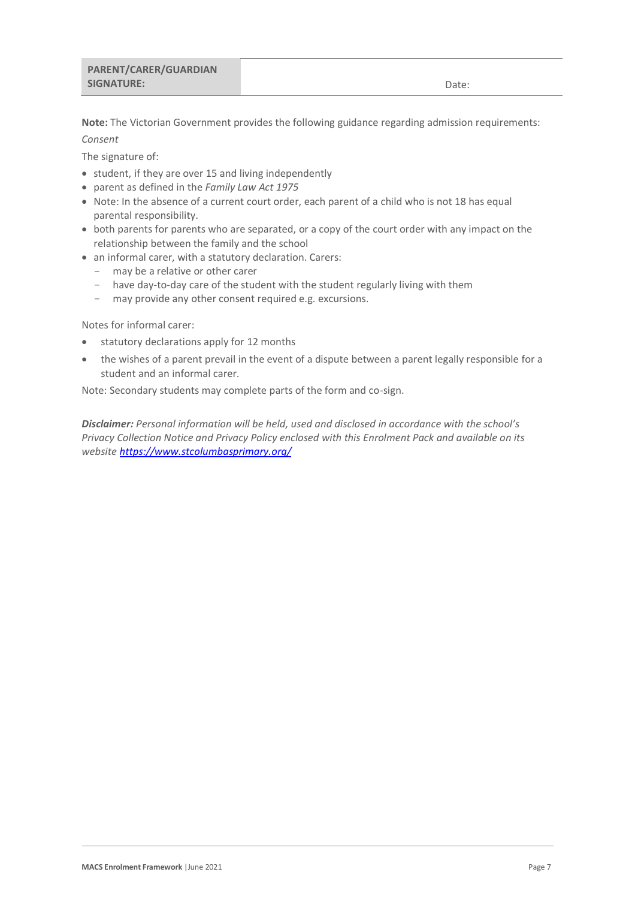| | | |
|---|---|---|
| **PARENT/CARER/GUARDIAN SIGNATURE:** | | Date: |

**Note:** The Victorian Government provides the following guidance regarding admission requirements:

*Consent*

The signature of:

- student, if they are over 15 and living independently
- parent as defined in the *Family Law Act 1975*
- Note: In the absence of a current court order, each parent of a child who is not 18 has equal parental responsibility.
- both parents for parents who are separated, or a copy of the court order with any impact on the relationship between the family and the school
- an informal carer, with a statutory declaration. Carers:
  - may be a relative or other carer
  - have day-to-day care of the student with the student regularly living with them
  - may provide any other consent required e.g. excursions.

Notes for informal carer:

- statutory declarations apply for 12 months
- the wishes of a parent prevail in the event of a dispute between a parent legally responsible for a student and an informal carer.

Note: Secondary students may complete parts of the form and co-sign.

***Disclaimer:*** *Personal information will be held, used and disclosed in accordance with the school's Privacy Collection Notice and Privacy Policy enclosed with this Enrolment Pack and available on its website [https://www.stcolumbasprimary.org/](https://www.stcolumbasprimary.org/)*